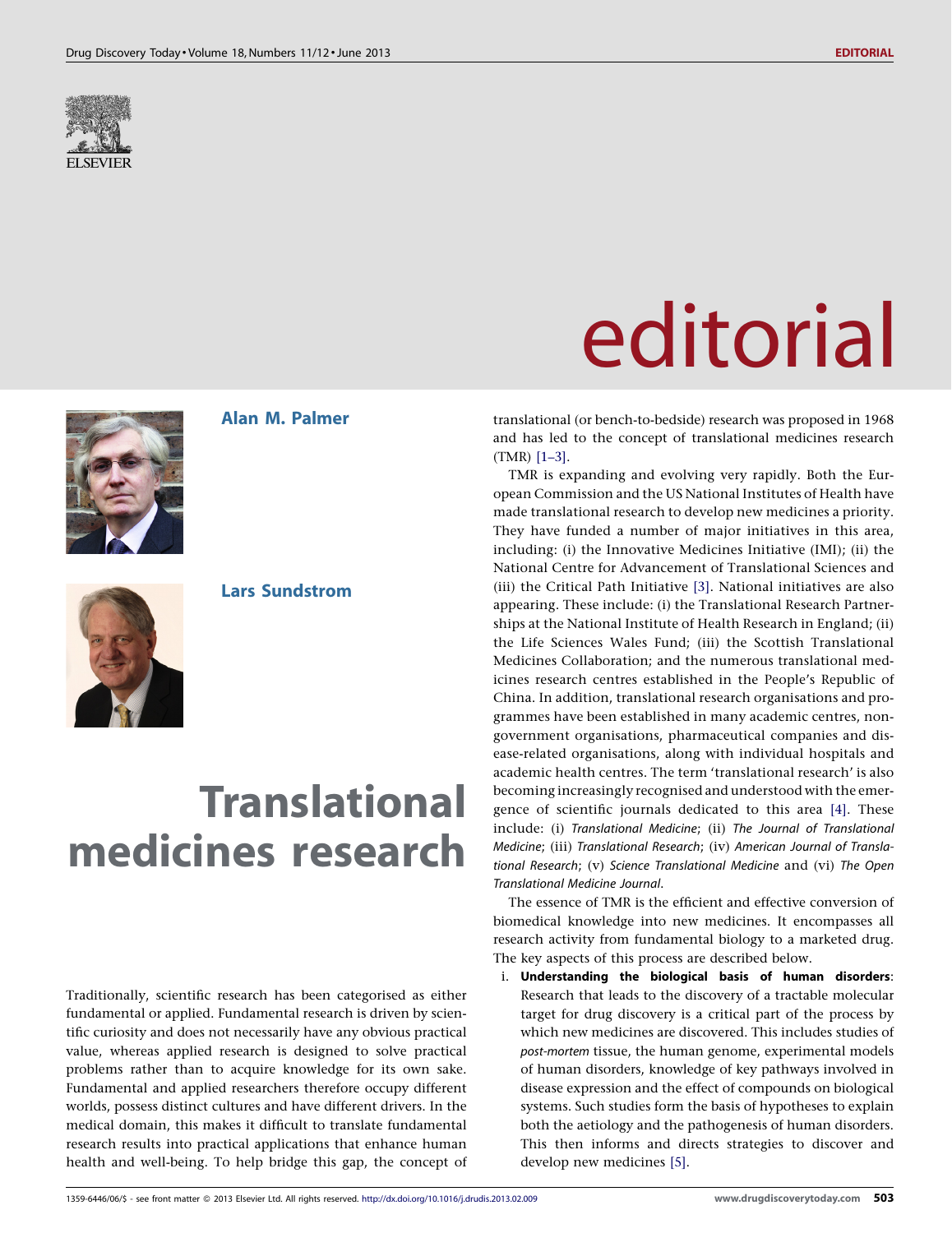# editorial

**Alan M. Palmer**

**Lars Sundstrom**

# Translational medicines research

Traditionally, scientific research has been categorised as either fundamental or applied. Fundamental research is driven by scientific curiosity and does not necessarily have any obvious practical value, whereas applied research is designed to solve practical problems rather than to acquire knowledge for its own sake. Fundamental and applied researchers therefore occupy different worlds, possess distinct cultures and have different drivers. In the medical domain, this makes it difficult to translate fundamental research results into practical applications that enhance human health and well-being. To help bridge this gap, the concept of translational (or bench-to-bedside) research was proposed in 1968 and has led to the concept of translational medicines research (TMR) [1–3].

TMR is expanding and evolving very rapidly. Both the European Commission and the US National Institutes of Health have made translational research to develop new medicines a priority. They have funded a number of major initiatives in this area, including: (i) the Innovative Medicines Initiative (IMI); (ii) the National Centre for Advancement of Translational Sciences and (iii) the Critical Path Initiative [3]. National initiatives are also appearing. These include: (i) the Translational Research Partnerships at the National Institute of Health Research in England; (ii) the Life Sciences Wales Fund; (iii) the Scottish Translational Medicines Collaboration; and the numerous translational medicines research centres established in the People's Republic of China. In addition, translational research organisations and programmes have been established in many academic centres, non-government organisations, pharmaceutical companies and disease-related organisations, along with individual hospitals and academic health centres. The term 'translational research' is also becoming increasingly recognised and understood with the emergence of scientific journals dedicated to this area [4]. These include: (i) *Translational Medicine*; (ii) *The Journal of Translational Medicine*; (iii) *Translational Research*; (iv) *American Journal of Translational Research*; (v) *Science Translational Medicine* and (vi) *The Open Translational Medicine Journal*.

The essence of TMR is the efficient and effective conversion of biomedical knowledge into new medicines. It encompasses all research activity from fundamental biology to a marketed drug. The key aspects of this process are described below.

i. **Understanding the biological basis of human disorders**: Research that leads to the discovery of a tractable molecular target for drug discovery is a critical part of the process by which new medicines are discovered. This includes studies of *post-mortem* tissue, the human genome, experimental models of human disorders, knowledge of key pathways involved in disease expression and the effect of compounds on biological systems. Such studies form the basis of hypotheses to explain both the aetiology and the pathogenesis of human disorders. This then informs and directs strategies to discover and develop new medicines [5].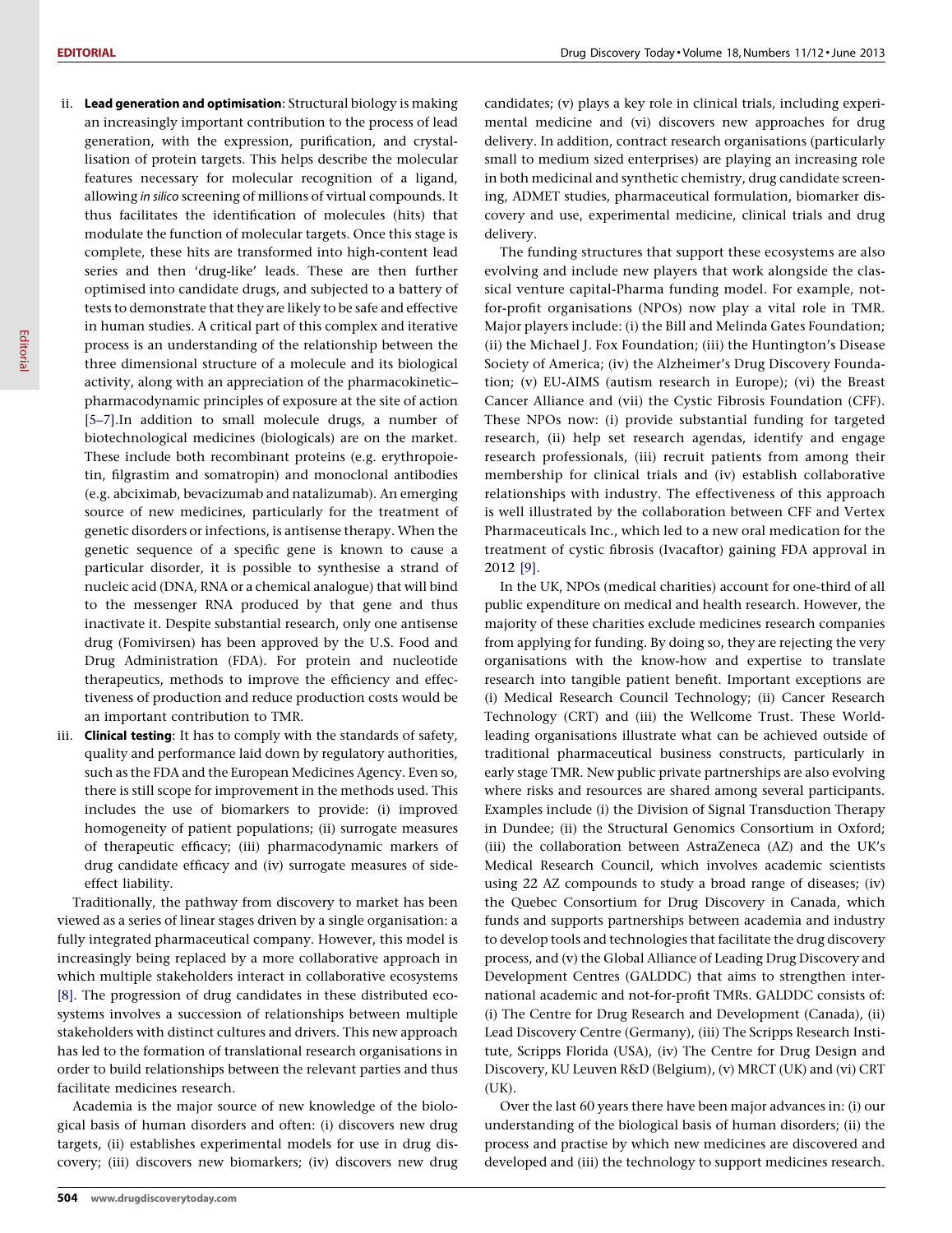ii. **Lead generation and optimisation**: Structural biology is making an increasingly important contribution to the process of lead generation, with the expression, purification, and crystallisation of protein targets. This helps describe the molecular features necessary for molecular recognition of a ligand, allowing *in silico* screening of millions of virtual compounds. It thus facilitates the identification of molecules (hits) that modulate the function of molecular targets. Once this stage is complete, these hits are transformed into high-content lead series and then 'drug-like' leads. These are then further optimised into candidate drugs, and subjected to a battery of tests to demonstrate that they are likely to be safe and effective in human studies. A critical part of this complex and iterative process is an understanding of the relationship between the three dimensional structure of a molecule and its biological activity, along with an appreciation of the pharmacokinetic–pharmacodynamic principles of exposure at the site of action [5–7].In addition to small molecule drugs, a number of biotechnological medicines (biologicals) are on the market. These include both recombinant proteins (e.g. erythropoietin, filgrastim and somatropin) and monoclonal antibodies (e.g. abciximab, bevacizumab and natalizumab). An emerging source of new medicines, particularly for the treatment of genetic disorders or infections, is antisense therapy. When the genetic sequence of a specific gene is known to cause a particular disorder, it is possible to synthesise a strand of nucleic acid (DNA, RNA or a chemical analogue) that will bind to the messenger RNA produced by that gene and thus inactivate it. Despite substantial research, only one antisense drug (Fomivirsen) has been approved by the U.S. Food and Drug Administration (FDA). For protein and nucleotide therapeutics, methods to improve the efficiency and effectiveness of production and reduce production costs would be an important contribution to TMR.

iii. **Clinical testing**: It has to comply with the standards of safety, quality and performance laid down by regulatory authorities, such as the FDA and the European Medicines Agency. Even so, there is still scope for improvement in the methods used. This includes the use of biomarkers to provide: (i) improved homogeneity of patient populations; (ii) surrogate measures of therapeutic efficacy; (iii) pharmacodynamic markers of drug candidate efficacy and (iv) surrogate measures of side-effect liability.

Traditionally, the pathway from discovery to market has been viewed as a series of linear stages driven by a single organisation: a fully integrated pharmaceutical company. However, this model is increasingly being replaced by a more collaborative approach in which multiple stakeholders interact in collaborative ecosystems [8]. The progression of drug candidates in these distributed ecosystems involves a succession of relationships between multiple stakeholders with distinct cultures and drivers. This new approach has led to the formation of translational research organisations in order to build relationships between the relevant parties and thus facilitate medicines research.

Academia is the major source of new knowledge of the biological basis of human disorders and often: (i) discovers new drug targets, (ii) establishes experimental models for use in drug discovery; (iii) discovers new biomarkers; (iv) discovers new drug candidates; (v) plays a key role in clinical trials, including experimental medicine and (vi) discovers new approaches for drug delivery. In addition, contract research organisations (particularly small to medium sized enterprises) are playing an increasing role in both medicinal and synthetic chemistry, drug candidate screening, ADMET studies, pharmaceutical formulation, biomarker discovery and use, experimental medicine, clinical trials and drug delivery.

The funding structures that support these ecosystems are also evolving and include new players that work alongside the classical venture capital-Pharma funding model. For example, not-for-profit organisations (NPOs) now play a vital role in TMR. Major players include: (i) the Bill and Melinda Gates Foundation; (ii) the Michael J. Fox Foundation; (iii) the Huntington's Disease Society of America; (iv) the Alzheimer's Drug Discovery Foundation; (v) EU-AIMS (autism research in Europe); (vi) the Breast Cancer Alliance and (vii) the Cystic Fibrosis Foundation (CFF). These NPOs now: (i) provide substantial funding for targeted research, (ii) help set research agendas, identify and engage research professionals, (iii) recruit patients from among their membership for clinical trials and (iv) establish collaborative relationships with industry. The effectiveness of this approach is well illustrated by the collaboration between CFF and Vertex Pharmaceuticals Inc., which led to a new oral medication for the treatment of cystic fibrosis (Ivacaftor) gaining FDA approval in 2012 [9].

In the UK, NPOs (medical charities) account for one-third of all public expenditure on medical and health research. However, the majority of these charities exclude medicines research companies from applying for funding. By doing so, they are rejecting the very organisations with the know-how and expertise to translate research into tangible patient benefit. Important exceptions are (i) Medical Research Council Technology; (ii) Cancer Research Technology (CRT) and (iii) the Wellcome Trust. These World-leading organisations illustrate what can be achieved outside of traditional pharmaceutical business constructs, particularly in early stage TMR. New public private partnerships are also evolving where risks and resources are shared among several participants. Examples include (i) the Division of Signal Transduction Therapy in Dundee; (ii) the Structural Genomics Consortium in Oxford; (iii) the collaboration between AstraZeneca (AZ) and the UK's Medical Research Council, which involves academic scientists using 22 AZ compounds to study a broad range of diseases; (iv) the Quebec Consortium for Drug Discovery in Canada, which funds and supports partnerships between academia and industry to develop tools and technologies that facilitate the drug discovery process, and (v) the Global Alliance of Leading Drug Discovery and Development Centres (GALDDC) that aims to strengthen international academic and not-for-profit TMRs. GALDDC consists of: (i) The Centre for Drug Research and Development (Canada), (ii) Lead Discovery Centre (Germany), (iii) The Scripps Research Institute, Scripps Florida (USA), (iv) The Centre for Drug Design and Discovery, KU Leuven R&D (Belgium), (v) MRCT (UK) and (vi) CRT (UK).

Over the last 60 years there have been major advances in: (i) our understanding of the biological basis of human disorders; (ii) the process and practise by which new medicines are discovered and developed and (iii) the technology to support medicines research.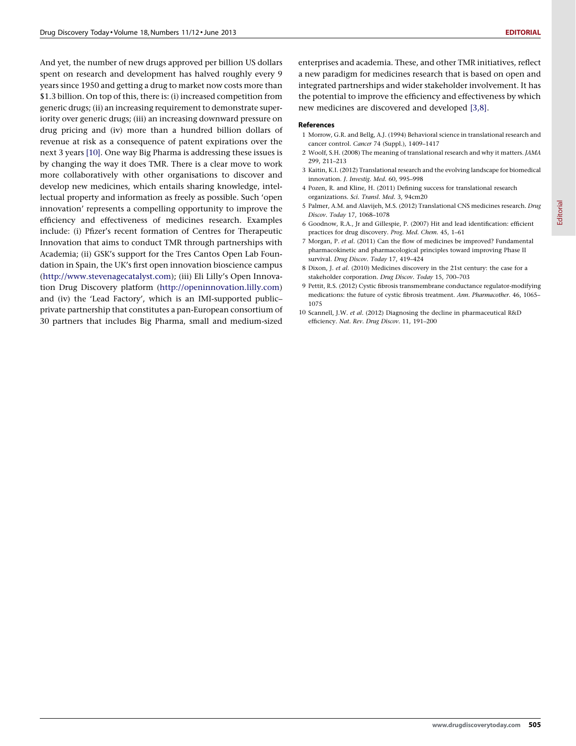And yet, the number of new drugs approved per billion US dollars spent on research and development has halved roughly every 9 years since 1950 and getting a drug to market now costs more than $1.3 billion. On top of this, there is: (i) increased competition from generic drugs; (ii) an increasing requirement to demonstrate superiority over generic drugs; (iii) an increasing downward pressure on drug pricing and (iv) more than a hundred billion dollars of revenue at risk as a consequence of patent expirations over the next 3 years [10]. One way Big Pharma is addressing these issues is by changing the way it does TMR. There is a clear move to work more collaboratively with other organisations to discover and develop new medicines, which entails sharing knowledge, intellectual property and information as freely as possible. Such 'open innovation' represents a compelling opportunity to improve the efficiency and effectiveness of medicines research. Examples include: (i) Pfizer's recent formation of Centres for Therapeutic Innovation that aims to conduct TMR through partnerships with Academia; (ii) GSK's support for the Tres Cantos Open Lab Foundation in Spain, the UK's first open innovation bioscience campus (http://www.stevenagecatalyst.com); (iii) Eli Lilly's Open Innovation Drug Discovery platform (http://openinnovation.lilly.com) and (iv) the 'Lead Factory', which is an IMI-supported public–private partnership that constitutes a pan-European consortium of 30 partners that includes Big Pharma, small and medium-sized enterprises and academia. These, and other TMR initiatives, reflect a new paradigm for medicines research that is based on open and integrated partnerships and wider stakeholder involvement. It has the potential to improve the efficiency and effectiveness by which new medicines are discovered and developed [3,8].

## References

1. Morrow, G.R. and Bellg, A.J. (1994) Behavioral science in translational research and cancer control. *Cancer* 74 (Suppl.), 1409–1417
2. Woolf, S.H. (2008) The meaning of translational research and why it matters. *JAMA* 299, 211–213
3. Kaitin, K.I. (2012) Translational research and the evolving landscape for biomedical innovation. *J. Investig. Med.* 60, 995–998
4. Pozen, R. and Kline, H. (2011) Defining success for translational research organizations. *Sci. Transl. Med.* 3, 94cm20
5. Palmer, A.M. and Alavijeh, M.S. (2012) Translational CNS medicines research. *Drug Discov. Today* 17, 1068–1078
6. Goodnow, R.A., Jr and Gillespie, P. (2007) Hit and lead identification: efficient practices for drug discovery. *Prog. Med. Chem.* 45, 1–61
7. Morgan, P. *et al.* (2011) Can the flow of medicines be improved? Fundamental pharmacokinetic and pharmacological principles toward improving Phase II survival. *Drug Discov. Today* 17, 419–424
8. Dixon, J. *et al.* (2010) Medicines discovery in the 21st century: the case for a stakeholder corporation. *Drug Discov. Today* 15, 700–703
9. Pettit, R.S. (2012) Cystic fibrosis transmembrane conductance regulator-modifying medications: the future of cystic fibrosis treatment. *Ann. Pharmacother.* 46, 1065–1075
10. Scannell, J.W. *et al.* (2012) Diagnosing the decline in pharmaceutical R&D efficiency. *Nat. Rev. Drug Discov.* 11, 191–200